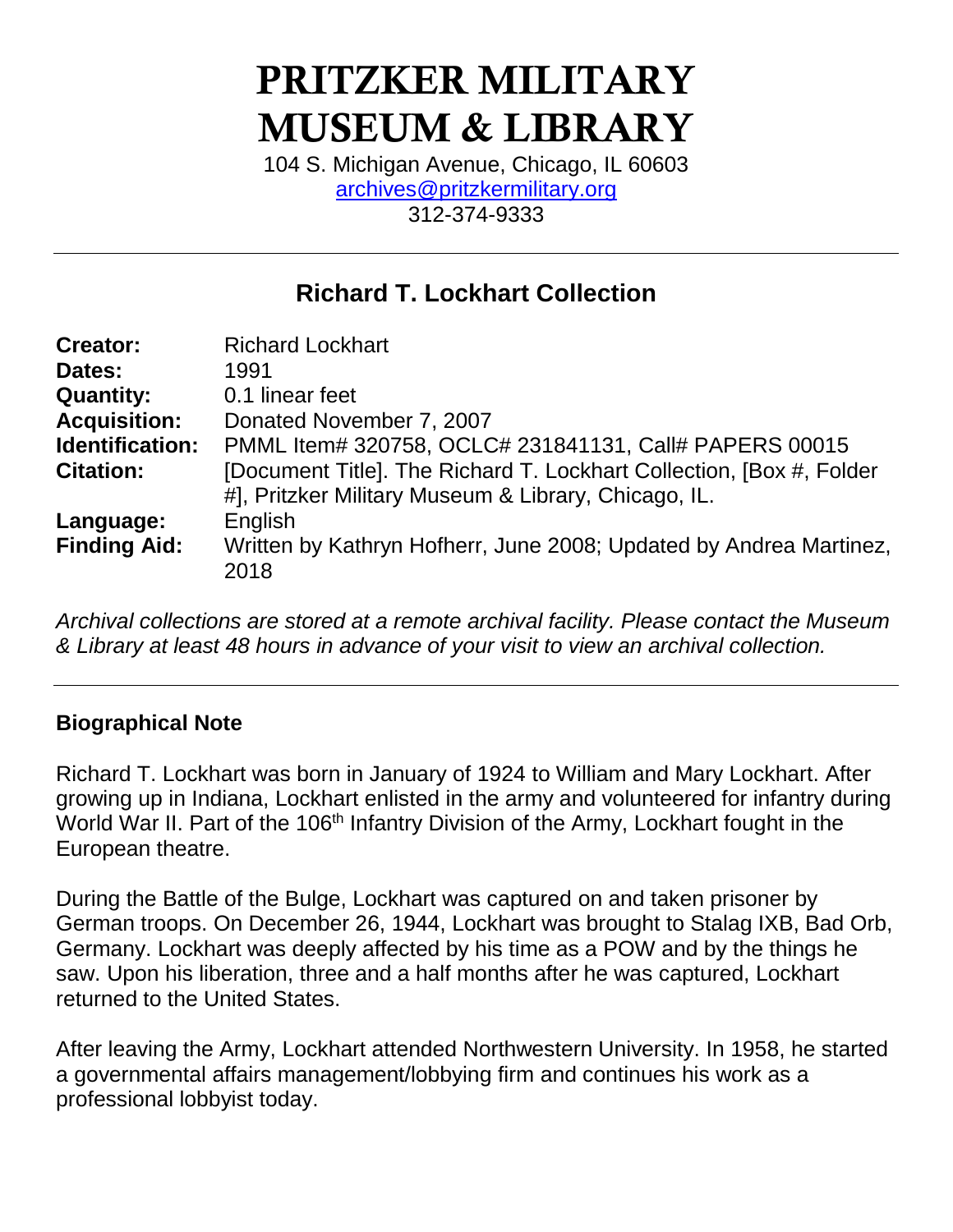# PRITZKER MILITARY MUSEUM & LIBRARY

104 S. Michigan Avenue, Chicago, IL 60603
archives@pritzkermilitary.org
312-374-9333

---

## Richard T. Lockhart Collection

| | |
|---|---|
| **Creator:** | Richard Lockhart |
| **Dates:** | 1991 |
| **Quantity:** | 0.1 linear feet |
| **Acquisition:** | Donated November 7, 2007 |
| **Identification:** | PMML Item# 320758, OCLC# 231841131, Call# PAPERS 00015 |
| **Citation:** | [Document Title]. The Richard T. Lockhart Collection, [Box #, Folder #], Pritzker Military Museum & Library, Chicago, IL. |
| **Language:** | English |
| **Finding Aid:** | Written by Kathryn Hofherr, June 2008; Updated by Andrea Martinez, 2018 |

*Archival collections are stored at a remote archival facility. Please contact the Museum & Library at least 48 hours in advance of your visit to view an archival collection.*

---

### Biographical Note

Richard T. Lockhart was born in January of 1924 to William and Mary Lockhart. After growing up in Indiana, Lockhart enlisted in the army and volunteered for infantry during World War II. Part of the 106th Infantry Division of the Army, Lockhart fought in the European theatre.

During the Battle of the Bulge, Lockhart was captured on and taken prisoner by German troops. On December 26, 1944, Lockhart was brought to Stalag IXB, Bad Orb, Germany. Lockhart was deeply affected by his time as a POW and by the things he saw. Upon his liberation, three and a half months after he was captured, Lockhart returned to the United States.

After leaving the Army, Lockhart attended Northwestern University. In 1958, he started a governmental affairs management/lobbying firm and continues his work as a professional lobbyist today.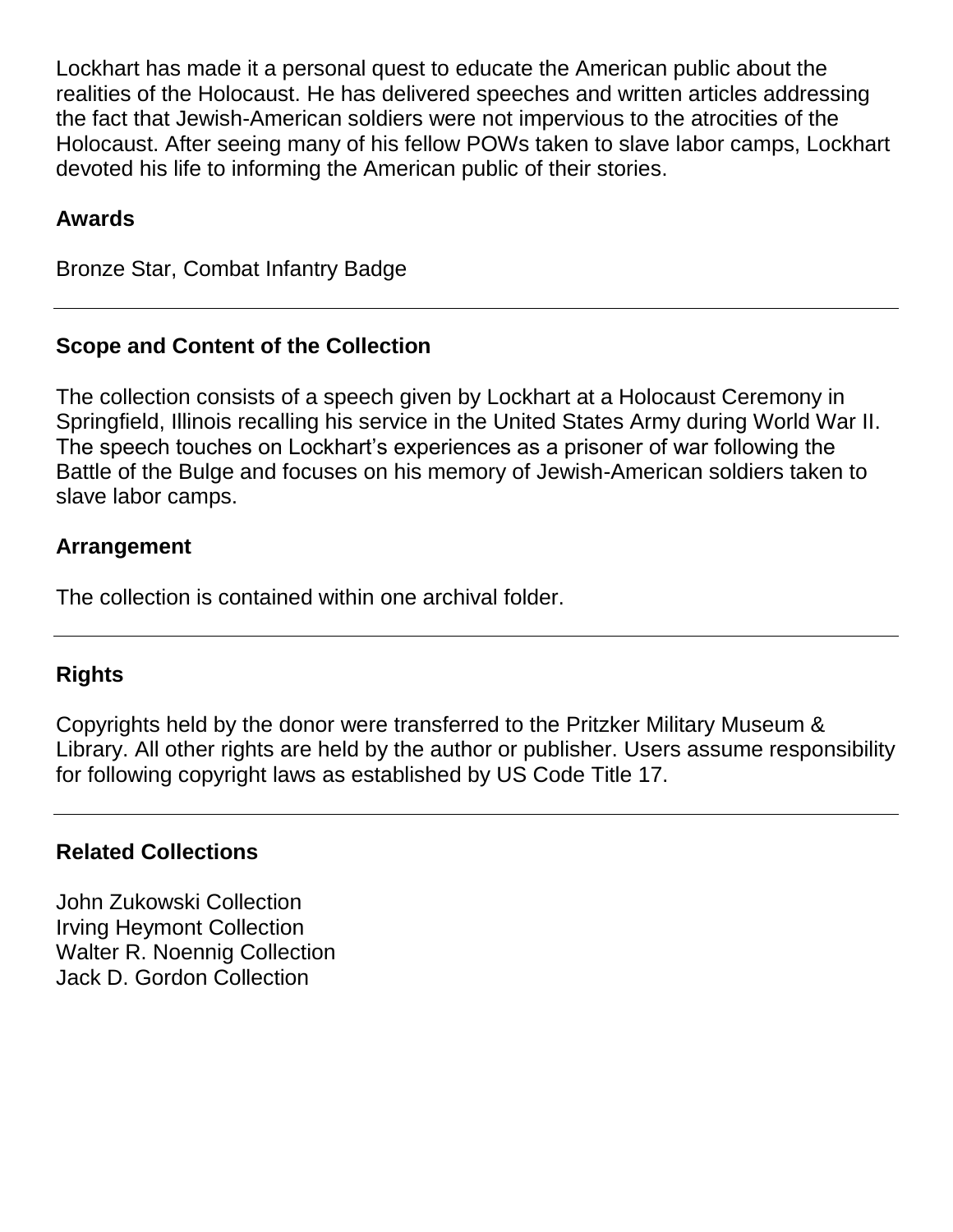Lockhart has made it a personal quest to educate the American public about the realities of the Holocaust. He has delivered speeches and written articles addressing the fact that Jewish-American soldiers were not impervious to the atrocities of the Holocaust. After seeing many of his fellow POWs taken to slave labor camps, Lockhart devoted his life to informing the American public of their stories.

### Awards

Bronze Star, Combat Infantry Badge

---

### Scope and Content of the Collection

The collection consists of a speech given by Lockhart at a Holocaust Ceremony in Springfield, Illinois recalling his service in the United States Army during World War II. The speech touches on Lockhart's experiences as a prisoner of war following the Battle of the Bulge and focuses on his memory of Jewish-American soldiers taken to slave labor camps.

### Arrangement

The collection is contained within one archival folder.

---

### Rights

Copyrights held by the donor were transferred to the Pritzker Military Museum & Library. All other rights are held by the author or publisher. Users assume responsibility for following copyright laws as established by US Code Title 17.

---

### Related Collections

John Zukowski Collection
Irving Heymont Collection
Walter R. Noennig Collection
Jack D. Gordon Collection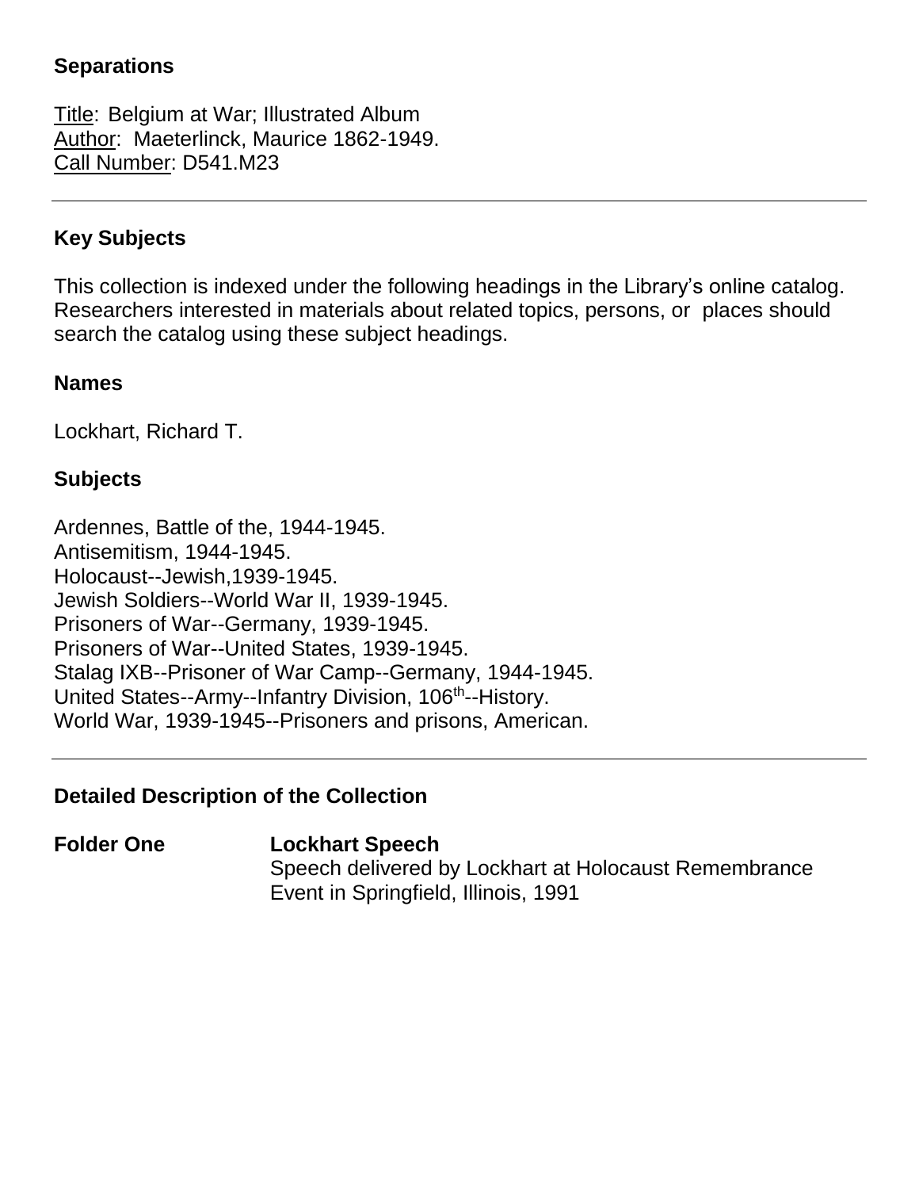## Separations

Title: Belgium at War; Illustrated Album
Author: Maeterlinck, Maurice 1862-1949.
Call Number: D541.M23

---

## Key Subjects

This collection is indexed under the following headings in the Library's online catalog. Researchers interested in materials about related topics, persons, or places should search the catalog using these subject headings.

### Names

Lockhart, Richard T.

### Subjects

Ardennes, Battle of the, 1944-1945.
Antisemitism, 1944-1945.
Holocaust--Jewish,1939-1945.
Jewish Soldiers--World War II, 1939-1945.
Prisoners of War--Germany, 1939-1945.
Prisoners of War--United States, 1939-1945.
Stalag IXB--Prisoner of War Camp--Germany, 1944-1945.
United States--Army--Infantry Division, 106th--History.
World War, 1939-1945--Prisoners and prisons, American.

---

## Detailed Description of the Collection

**Folder One** **Lockhart Speech**
Speech delivered by Lockhart at Holocaust Remembrance Event in Springfield, Illinois, 1991